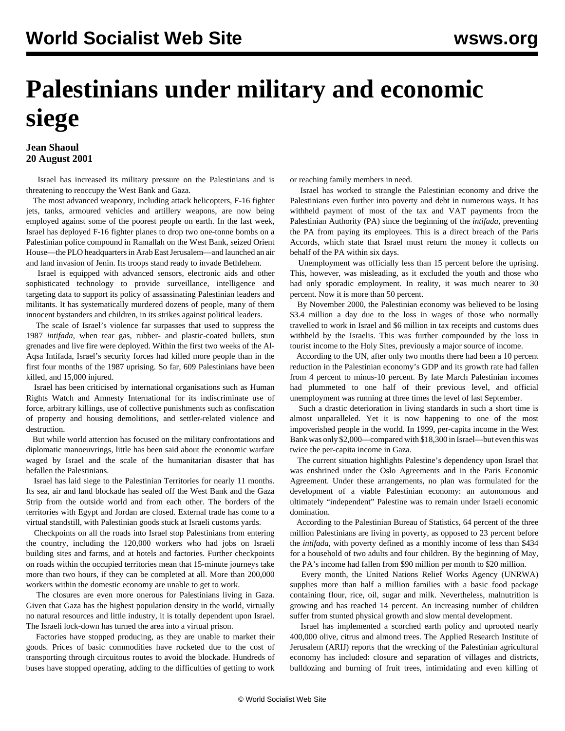# Palestinians under military and economic siege

**Jean Shaoul**
**20 August 2001**

Israel has increased its military pressure on the Palestinians and is threatening to reoccupy the West Bank and Gaza.

The most advanced weaponry, including attack helicopters, F-16 fighter jets, tanks, armoured vehicles and artillery weapons, are now being employed against some of the poorest people on earth. In the last week, Israel has deployed F-16 fighter planes to drop two one-tonne bombs on a Palestinian police compound in Ramallah on the West Bank, seized Orient House—the PLO headquarters in Arab East Jerusalem—and launched an air and land invasion of Jenin. Its troops stand ready to invade Bethlehem.

Israel is equipped with advanced sensors, electronic aids and other sophisticated technology to provide surveillance, intelligence and targeting data to support its policy of assassinating Palestinian leaders and militants. It has systematically murdered dozens of people, many of them innocent bystanders and children, in its strikes against political leaders.

The scale of Israel's violence far surpasses that used to suppress the 1987 *intifada*, when tear gas, rubber- and plastic-coated bullets, stun grenades and live fire were deployed. Within the first two weeks of the Al-Aqsa Intifada, Israel's security forces had killed more people than in the first four months of the 1987 uprising. So far, 609 Palestinians have been killed, and 15,000 injured.

Israel has been criticised by international organisations such as Human Rights Watch and Amnesty International for its indiscriminate use of force, arbitrary killings, use of collective punishments such as confiscation of property and housing demolitions, and settler-related violence and destruction.

But while world attention has focused on the military confrontations and diplomatic manoeuvrings, little has been said about the economic warfare waged by Israel and the scale of the humanitarian disaster that has befallen the Palestinians.

Israel has laid siege to the Palestinian Territories for nearly 11 months. Its sea, air and land blockade has sealed off the West Bank and the Gaza Strip from the outside world and from each other. The borders of the territories with Egypt and Jordan are closed. External trade has come to a virtual standstill, with Palestinian goods stuck at Israeli customs yards.

Checkpoints on all the roads into Israel stop Palestinians from entering the country, including the 120,000 workers who had jobs on Israeli building sites and farms, and at hotels and factories. Further checkpoints on roads within the occupied territories mean that 15-minute journeys take more than two hours, if they can be completed at all. More than 200,000 workers within the domestic economy are unable to get to work.

The closures are even more onerous for Palestinians living in Gaza. Given that Gaza has the highest population density in the world, virtually no natural resources and little industry, it is totally dependent upon Israel. The Israeli lock-down has turned the area into a virtual prison.

Factories have stopped producing, as they are unable to market their goods. Prices of basic commodities have rocketed due to the cost of transporting through circuitous routes to avoid the blockade. Hundreds of buses have stopped operating, adding to the difficulties of getting to work or reaching family members in need.

Israel has worked to strangle the Palestinian economy and drive the Palestinians even further into poverty and debt in numerous ways. It has withheld payment of most of the tax and VAT payments from the Palestinian Authority (PA) since the beginning of the *intifada*, preventing the PA from paying its employees. This is a direct breach of the Paris Accords, which state that Israel must return the money it collects on behalf of the PA within six days.

Unemployment was officially less than 15 percent before the uprising. This, however, was misleading, as it excluded the youth and those who had only sporadic employment. In reality, it was much nearer to 30 percent. Now it is more than 50 percent.

By November 2000, the Palestinian economy was believed to be losing $3.4 million a day due to the loss in wages of those who normally travelled to work in Israel and $6 million in tax receipts and customs dues withheld by the Israelis. This was further compounded by the loss in tourist income to the Holy Sites, previously a major source of income.

According to the UN, after only two months there had been a 10 percent reduction in the Palestinian economy's GDP and its growth rate had fallen from 4 percent to minus-10 percent. By late March Palestinian incomes had plummeted to one half of their previous level, and official unemployment was running at three times the level of last September.

Such a drastic deterioration in living standards in such a short time is almost unparalleled. Yet it is now happening to one of the most impoverished people in the world. In 1999, per-capita income in the West Bank was only $2,000—compared with $18,300 in Israel—but even this was twice the per-capita income in Gaza.

The current situation highlights Palestine's dependency upon Israel that was enshrined under the Oslo Agreements and in the Paris Economic Agreement. Under these arrangements, no plan was formulated for the development of a viable Palestinian economy: an autonomous and ultimately "independent" Palestine was to remain under Israeli economic domination.

According to the Palestinian Bureau of Statistics, 64 percent of the three million Palestinians are living in poverty, as opposed to 23 percent before the *intifada*, with poverty defined as a monthly income of less than $434 for a household of two adults and four children. By the beginning of May, the PA's income had fallen from $90 million per month to $20 million.

Every month, the United Nations Relief Works Agency (UNRWA) supplies more than half a million families with a basic food package containing flour, rice, oil, sugar and milk. Nevertheless, malnutrition is growing and has reached 14 percent. An increasing number of children suffer from stunted physical growth and slow mental development.

Israel has implemented a scorched earth policy and uprooted nearly 400,000 olive, citrus and almond trees. The Applied Research Institute of Jerusalem (ARIJ) reports that the wrecking of the Palestinian agricultural economy has included: closure and separation of villages and districts, bulldozing and burning of fruit trees, intimidating and even killing of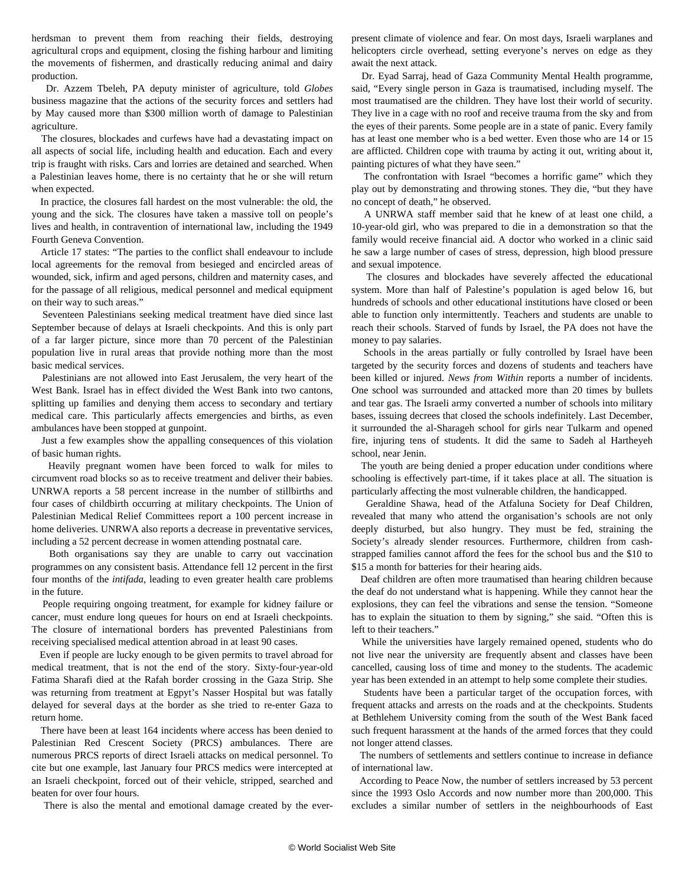herdsman to prevent them from reaching their fields, destroying agricultural crops and equipment, closing the fishing harbour and limiting the movements of fishermen, and drastically reducing animal and dairy production.

Dr. Azzem Tbeleh, PA deputy minister of agriculture, told *Globes* business magazine that the actions of the security forces and settlers had by May caused more than $300 million worth of damage to Palestinian agriculture.

The closures, blockades and curfews have had a devastating impact on all aspects of social life, including health and education. Each and every trip is fraught with risks. Cars and lorries are detained and searched. When a Palestinian leaves home, there is no certainty that he or she will return when expected.

In practice, the closures fall hardest on the most vulnerable: the old, the young and the sick. The closures have taken a massive toll on people's lives and health, in contravention of international law, including the 1949 Fourth Geneva Convention.

Article 17 states: "The parties to the conflict shall endeavour to include local agreements for the removal from besieged and encircled areas of wounded, sick, infirm and aged persons, children and maternity cases, and for the passage of all religious, medical personnel and medical equipment on their way to such areas."

Seventeen Palestinians seeking medical treatment have died since last September because of delays at Israeli checkpoints. And this is only part of a far larger picture, since more than 70 percent of the Palestinian population live in rural areas that provide nothing more than the most basic medical services.

Palestinians are not allowed into East Jerusalem, the very heart of the West Bank. Israel has in effect divided the West Bank into two cantons, splitting up families and denying them access to secondary and tertiary medical care. This particularly affects emergencies and births, as even ambulances have been stopped at gunpoint.

Just a few examples show the appalling consequences of this violation of basic human rights.

Heavily pregnant women have been forced to walk for miles to circumvent road blocks so as to receive treatment and deliver their babies. UNRWA reports a 58 percent increase in the number of stillbirths and four cases of childbirth occurring at military checkpoints. The Union of Palestinian Medical Relief Committees report a 100 percent increase in home deliveries. UNRWA also reports a decrease in preventative services, including a 52 percent decrease in women attending postnatal care.

Both organisations say they are unable to carry out vaccination programmes on any consistent basis. Attendance fell 12 percent in the first four months of the *intifada*, leading to even greater health care problems in the future.

People requiring ongoing treatment, for example for kidney failure or cancer, must endure long queues for hours on end at Israeli checkpoints. The closure of international borders has prevented Palestinians from receiving specialised medical attention abroad in at least 90 cases.

Even if people are lucky enough to be given permits to travel abroad for medical treatment, that is not the end of the story. Sixty-four-year-old Fatima Sharafi died at the Rafah border crossing in the Gaza Strip. She was returning from treatment at Egypt's Nasser Hospital but was fatally delayed for several days at the border as she tried to re-enter Gaza to return home.

There have been at least 164 incidents where access has been denied to Palestinian Red Crescent Society (PRCS) ambulances. There are numerous PRCS reports of direct Israeli attacks on medical personnel. To cite but one example, last January four PRCS medics were intercepted at an Israeli checkpoint, forced out of their vehicle, stripped, searched and beaten for over four hours.

There is also the mental and emotional damage created by the ever-present climate of violence and fear. On most days, Israeli warplanes and helicopters circle overhead, setting everyone's nerves on edge as they await the next attack.

Dr. Eyad Sarraj, head of Gaza Community Mental Health programme, said, "Every single person in Gaza is traumatised, including myself. The most traumatised are the children. They have lost their world of security. They live in a cage with no roof and receive trauma from the sky and from the eyes of their parents. Some people are in a state of panic. Every family has at least one member who is a bed wetter. Even those who are 14 or 15 are afflicted. Children cope with trauma by acting it out, writing about it, painting pictures of what they have seen."

The confrontation with Israel "becomes a horrific game" which they play out by demonstrating and throwing stones. They die, "but they have no concept of death," he observed.

A UNRWA staff member said that he knew of at least one child, a 10-year-old girl, who was prepared to die in a demonstration so that the family would receive financial aid. A doctor who worked in a clinic said he saw a large number of cases of stress, depression, high blood pressure and sexual impotence.

The closures and blockades have severely affected the educational system. More than half of Palestine's population is aged below 16, but hundreds of schools and other educational institutions have closed or been able to function only intermittently. Teachers and students are unable to reach their schools. Starved of funds by Israel, the PA does not have the money to pay salaries.

Schools in the areas partially or fully controlled by Israel have been targeted by the security forces and dozens of students and teachers have been killed or injured. *News from Within* reports a number of incidents. One school was surrounded and attacked more than 20 times by bullets and tear gas. The Israeli army converted a number of schools into military bases, issuing decrees that closed the schools indefinitely. Last December, it surrounded the al-Sharageh school for girls near Tulkarm and opened fire, injuring tens of students. It did the same to Sadeh al Hartheyeh school, near Jenin.

The youth are being denied a proper education under conditions where schooling is effectively part-time, if it takes place at all. The situation is particularly affecting the most vulnerable children, the handicapped.

Geraldine Shawa, head of the Atfaluna Society for Deaf Children, revealed that many who attend the organisation's schools are not only deeply disturbed, but also hungry. They must be fed, straining the Society's already slender resources. Furthermore, children from cash-strapped families cannot afford the fees for the school bus and the $10 to $15 a month for batteries for their hearing aids.

Deaf children are often more traumatised than hearing children because the deaf do not understand what is happening. While they cannot hear the explosions, they can feel the vibrations and sense the tension. "Someone has to explain the situation to them by signing," she said. "Often this is left to their teachers."

While the universities have largely remained opened, students who do not live near the university are frequently absent and classes have been cancelled, causing loss of time and money to the students. The academic year has been extended in an attempt to help some complete their studies.

Students have been a particular target of the occupation forces, with frequent attacks and arrests on the roads and at the checkpoints. Students at Bethlehem University coming from the south of the West Bank faced such frequent harassment at the hands of the armed forces that they could not longer attend classes.

The numbers of settlements and settlers continue to increase in defiance of international law.

According to Peace Now, the number of settlers increased by 53 percent since the 1993 Oslo Accords and now number more than 200,000. This excludes a similar number of settlers in the neighbourhoods of East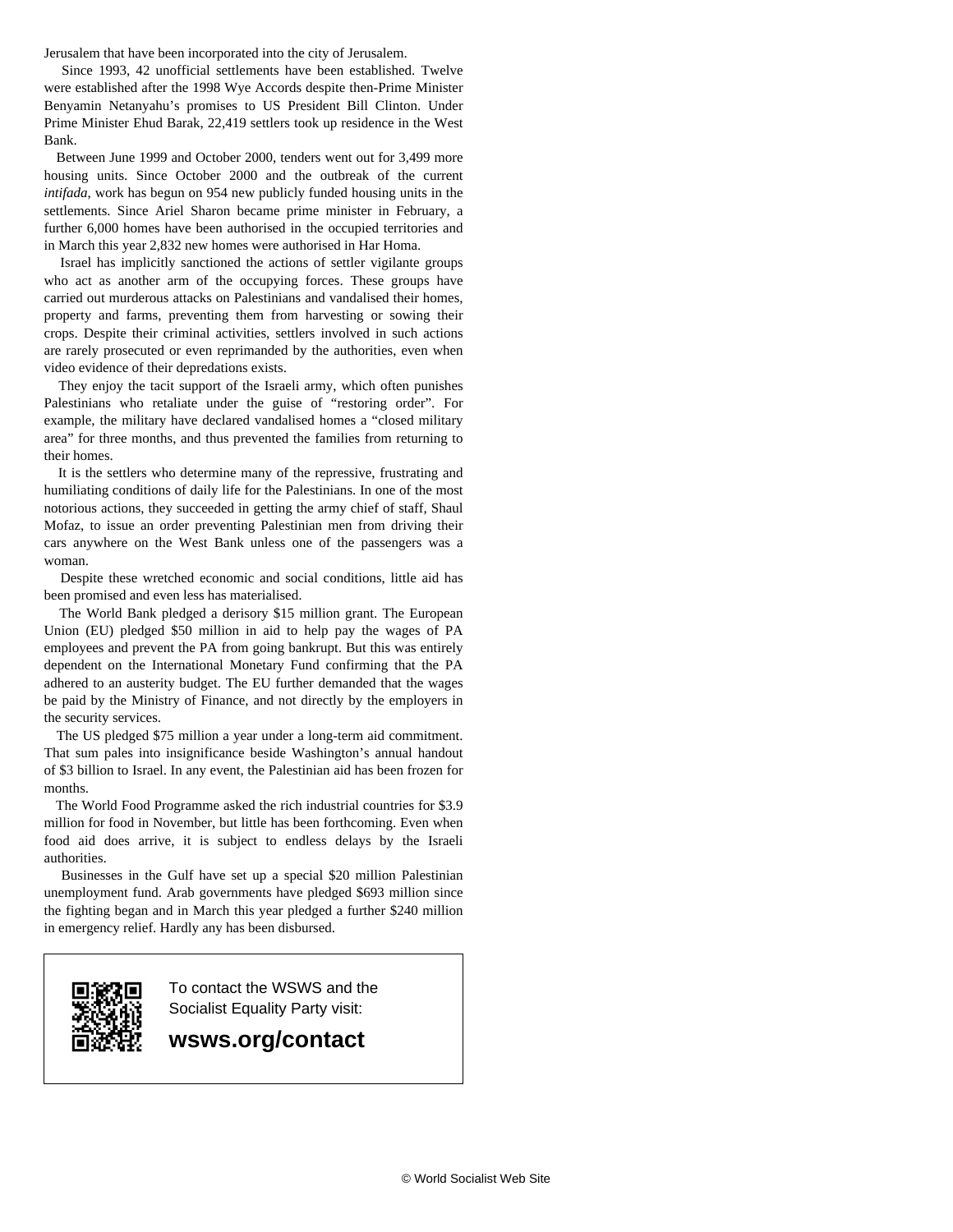Jerusalem that have been incorporated into the city of Jerusalem.

Since 1993, 42 unofficial settlements have been established. Twelve were established after the 1998 Wye Accords despite then-Prime Minister Benyamin Netanyahu's promises to US President Bill Clinton. Under Prime Minister Ehud Barak, 22,419 settlers took up residence in the West Bank.

Between June 1999 and October 2000, tenders went out for 3,499 more housing units. Since October 2000 and the outbreak of the current *intifada*, work has begun on 954 new publicly funded housing units in the settlements. Since Ariel Sharon became prime minister in February, a further 6,000 homes have been authorised in the occupied territories and in March this year 2,832 new homes were authorised in Har Homa.

Israel has implicitly sanctioned the actions of settler vigilante groups who act as another arm of the occupying forces. These groups have carried out murderous attacks on Palestinians and vandalised their homes, property and farms, preventing them from harvesting or sowing their crops. Despite their criminal activities, settlers involved in such actions are rarely prosecuted or even reprimanded by the authorities, even when video evidence of their depredations exists.

They enjoy the tacit support of the Israeli army, which often punishes Palestinians who retaliate under the guise of "restoring order". For example, the military have declared vandalised homes a "closed military area" for three months, and thus prevented the families from returning to their homes.

It is the settlers who determine many of the repressive, frustrating and humiliating conditions of daily life for the Palestinians. In one of the most notorious actions, they succeeded in getting the army chief of staff, Shaul Mofaz, to issue an order preventing Palestinian men from driving their cars anywhere on the West Bank unless one of the passengers was a woman.

Despite these wretched economic and social conditions, little aid has been promised and even less has materialised.

The World Bank pledged a derisory $15 million grant. The European Union (EU) pledged $50 million in aid to help pay the wages of PA employees and prevent the PA from going bankrupt. But this was entirely dependent on the International Monetary Fund confirming that the PA adhered to an austerity budget. The EU further demanded that the wages be paid by the Ministry of Finance, and not directly by the employers in the security services.

The US pledged $75 million a year under a long-term aid commitment. That sum pales into insignificance beside Washington's annual handout of $3 billion to Israel. In any event, the Palestinian aid has been frozen for months.

The World Food Programme asked the rich industrial countries for $3.9 million for food in November, but little has been forthcoming. Even when food aid does arrive, it is subject to endless delays by the Israeli authorities.

Businesses in the Gulf have set up a special $20 million Palestinian unemployment fund. Arab governments have pledged $693 million since the fighting began and in March this year pledged a further $240 million in emergency relief. Hardly any has been disbursed.

To contact the WSWS and the Socialist Equality Party visit:

**wsws.org/contact**